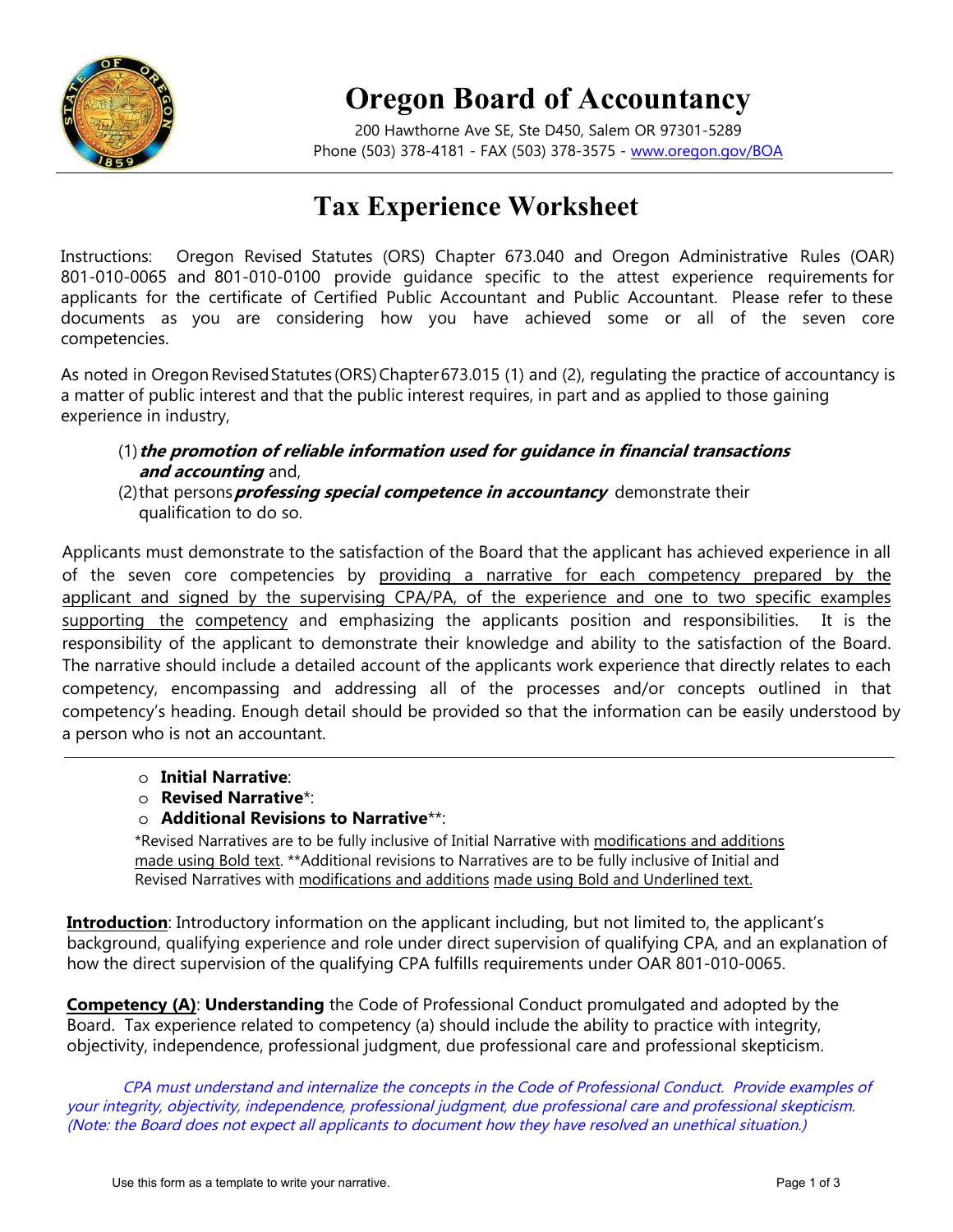# Oregon Board of Accountancy

200 Hawthorne Ave SE, Ste D450, Salem OR 97301-5289
Phone (503) 378-4181 - FAX (503) 378-3575 - www.oregon.gov/BOA

## Tax Experience Worksheet

Instructions: Oregon Revised Statutes (ORS) Chapter 673.040 and Oregon Administrative Rules (OAR) 801-010-0065 and 801-010-0100 provide guidance specific to the attest experience requirements for applicants for the certificate of Certified Public Accountant and Public Accountant. Please refer to these documents as you are considering how you have achieved some or all of the seven core competencies.

As noted in Oregon Revised Statutes (ORS) Chapter 673.015 (1) and (2), regulating the practice of accountancy is a matter of public interest and that the public interest requires, in part and as applied to those gaining experience in industry,

(1) ***the promotion of reliable information used for guidance in financial transactions and accounting*** and,
(2) that persons ***professing special competence in accountancy*** demonstrate their qualification to do so.

Applicants must demonstrate to the satisfaction of the Board that the applicant has achieved experience in all of the seven core competencies by providing a narrative for each competency prepared by the applicant and signed by the supervising CPA/PA, of the experience and one to two specific examples supporting the competency and emphasizing the applicants position and responsibilities. It is the responsibility of the applicant to demonstrate their knowledge and ability to the satisfaction of the Board. The narrative should include a detailed account of the applicants work experience that directly relates to each competency, encompassing and addressing all of the processes and/or concepts outlined in that competency's heading. Enough detail should be provided so that the information can be easily understood by a person who is not an accountant.

---

- **Initial Narrative**:
- **Revised Narrative***:
- **Additional Revisions to Narrative****:

*Revised Narratives are to be fully inclusive of Initial Narrative with modifications and additions made using Bold text. **Additional revisions to Narratives are to be fully inclusive of Initial and Revised Narratives with modifications and additions made using Bold and Underlined text.

**Introduction**: Introductory information on the applicant including, but not limited to, the applicant's background, qualifying experience and role under direct supervision of qualifying CPA, and an explanation of how the direct supervision of the qualifying CPA fulfills requirements under OAR 801-010-0065.

**Competency (A)**: **Understanding** the Code of Professional Conduct promulgated and adopted by the Board. Tax experience related to competency (a) should include the ability to practice with integrity, objectivity, independence, professional judgment, due professional care and professional skepticism.

*CPA must understand and internalize the concepts in the Code of Professional Conduct. Provide examples of your integrity, objectivity, independence, professional judgment, due professional care and professional skepticism. (Note: the Board does not expect all applicants to document how they have resolved an unethical situation.)*

Use this form as a template to write your narrative.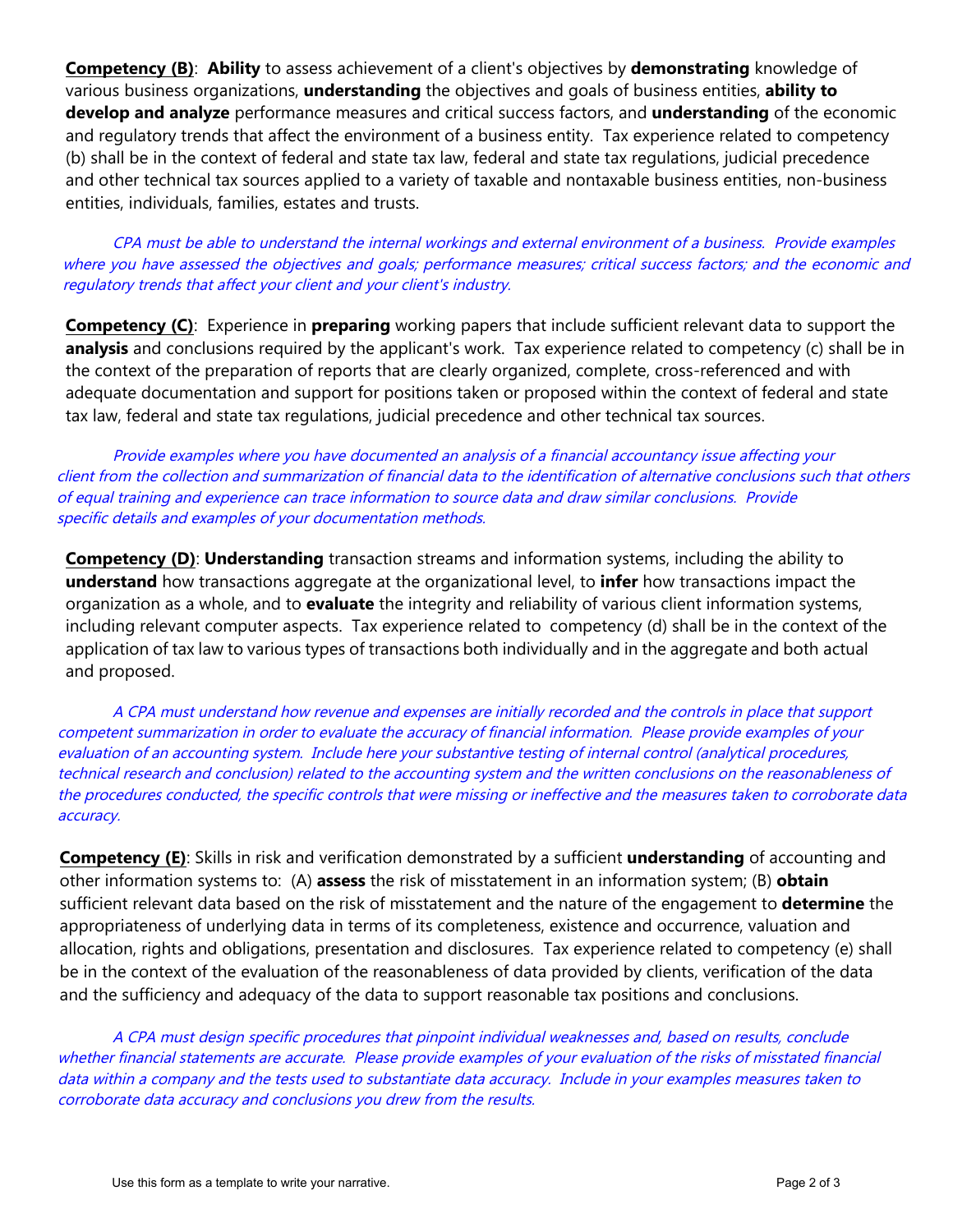**<u>Competency (B)</u>**: **Ability** to assess achievement of a client's objectives by **demonstrating** knowledge of various business organizations, **understanding** the objectives and goals of business entities, **ability to develop and analyze** performance measures and critical success factors, and **understanding** of the economic and regulatory trends that affect the environment of a business entity. Tax experience related to competency (b) shall be in the context of federal and state tax law, federal and state tax regulations, judicial precedence and other technical tax sources applied to a variety of taxable and nontaxable business entities, non-business entities, individuals, families, estates and trusts.

*CPA must be able to understand the internal workings and external environment of a business. Provide examples where you have assessed the objectives and goals; performance measures; critical success factors; and the economic and regulatory trends that affect your client and your client's industry.*

**<u>Competency (C)</u>**: Experience in **preparing** working papers that include sufficient relevant data to support the **analysis** and conclusions required by the applicant's work. Tax experience related to competency (c) shall be in the context of the preparation of reports that are clearly organized, complete, cross-referenced and with adequate documentation and support for positions taken or proposed within the context of federal and state tax law, federal and state tax regulations, judicial precedence and other technical tax sources.

*Provide examples where you have documented an analysis of a financial accountancy issue affecting your client from the collection and summarization of financial data to the identification of alternative conclusions such that others of equal training and experience can trace information to source data and draw similar conclusions. Provide specific details and examples of your documentation methods.*

**<u>Competency (D)</u>**: **Understanding** transaction streams and information systems, including the ability to **understand** how transactions aggregate at the organizational level, to **infer** how transactions impact the organization as a whole, and to **evaluate** the integrity and reliability of various client information systems, including relevant computer aspects. Tax experience related to competency (d) shall be in the context of the application of tax law to various types of transactions both individually and in the aggregate and both actual and proposed.

*A CPA must understand how revenue and expenses are initially recorded and the controls in place that support competent summarization in order to evaluate the accuracy of financial information. Please provide examples of your evaluation of an accounting system. Include here your substantive testing of internal control (analytical procedures, technical research and conclusion) related to the accounting system and the written conclusions on the reasonableness of the procedures conducted, the specific controls that were missing or ineffective and the measures taken to corroborate data accuracy.*

**<u>Competency (E)</u>**: Skills in risk and verification demonstrated by a sufficient **understanding** of accounting and other information systems to: (A) **assess** the risk of misstatement in an information system; (B) **obtain** sufficient relevant data based on the risk of misstatement and the nature of the engagement to **determine** the appropriateness of underlying data in terms of its completeness, existence and occurrence, valuation and allocation, rights and obligations, presentation and disclosures. Tax experience related to competency (e) shall be in the context of the evaluation of the reasonableness of data provided by clients, verification of the data and the sufficiency and adequacy of the data to support reasonable tax positions and conclusions.

*A CPA must design specific procedures that pinpoint individual weaknesses and, based on results, conclude whether financial statements are accurate. Please provide examples of your evaluation of the risks of misstated financial data within a company and the tests used to substantiate data accuracy. Include in your examples measures taken to corroborate data accuracy and conclusions you drew from the results.*

Use this form as a template to write your narrative.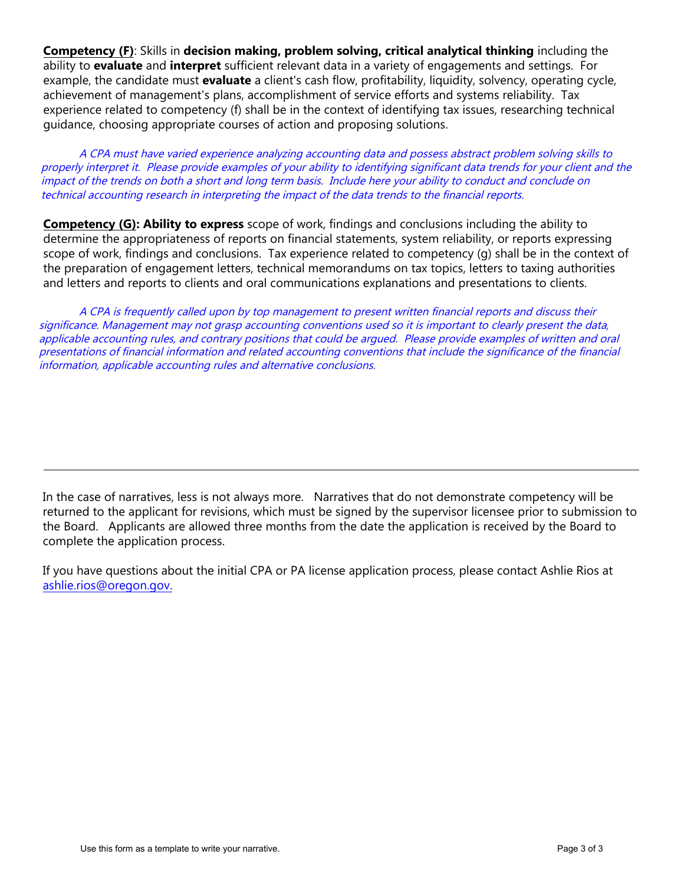**Competency (F)**: Skills in **decision making, problem solving, critical analytical thinking** including the ability to **evaluate** and **interpret** sufficient relevant data in a variety of engagements and settings. For example, the candidate must **evaluate** a client's cash flow, profitability, liquidity, solvency, operating cycle, achievement of management's plans, accomplishment of service efforts and systems reliability. Tax experience related to competency (f) shall be in the context of identifying tax issues, researching technical guidance, choosing appropriate courses of action and proposing solutions.

*A CPA must have varied experience analyzing accounting data and possess abstract problem solving skills to properly interpret it. Please provide examples of your ability to identifying significant data trends for your client and the impact of the trends on both a short and long term basis. Include here your ability to conduct and conclude on technical accounting research in interpreting the impact of the data trends to the financial reports.*

**Competency (G): Ability to express** scope of work, findings and conclusions including the ability to determine the appropriateness of reports on financial statements, system reliability, or reports expressing scope of work, findings and conclusions. Tax experience related to competency (g) shall be in the context of the preparation of engagement letters, technical memorandums on tax topics, letters to taxing authorities and letters and reports to clients and oral communications explanations and presentations to clients.

*A CPA is frequently called upon by top management to present written financial reports and discuss their significance. Management may not grasp accounting conventions used so it is important to clearly present the data, applicable accounting rules, and contrary positions that could be argued. Please provide examples of written and oral presentations of financial information and related accounting conventions that include the significance of the financial information, applicable accounting rules and alternative conclusions.*

---

In the case of narratives, less is not always more. Narratives that do not demonstrate competency will be returned to the applicant for revisions, which must be signed by the supervisor licensee prior to submission to the Board. Applicants are allowed three months from the date the application is received by the Board to complete the application process.

If you have questions about the initial CPA or PA license application process, please contact Ashlie Rios at [ashlie.rios@oregon.gov.](mailto:ashlie.rios@oregon.gov)

Use this form as a template to write your narrative.